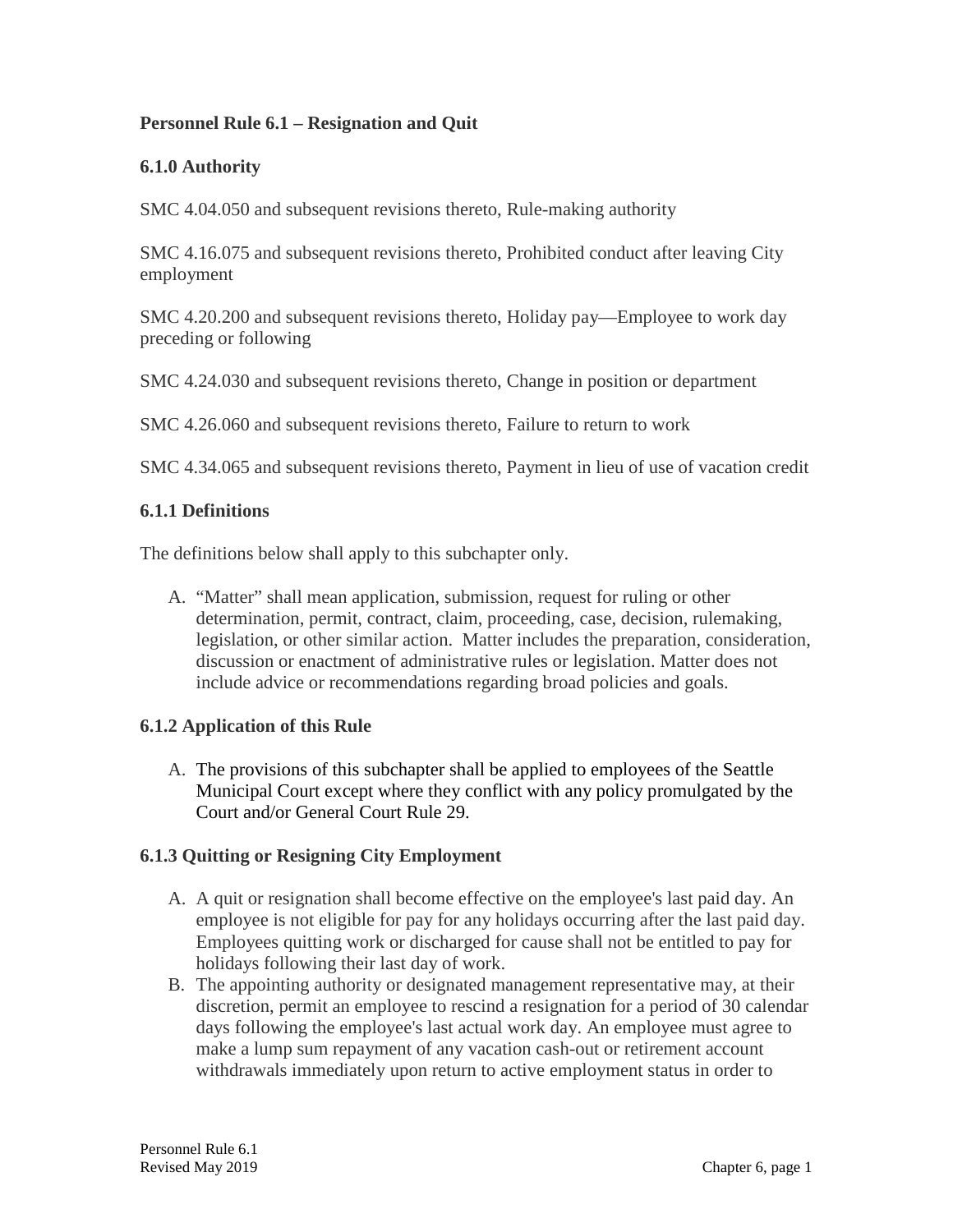## Personnel Rule 6.1 – Resignation and Quit

### 6.1.0 Authority

SMC 4.04.050 and subsequent revisions thereto, Rule-making authority

SMC 4.16.075 and subsequent revisions thereto, Prohibited conduct after leaving City employment

SMC 4.20.200 and subsequent revisions thereto, Holiday pay—Employee to work day preceding or following

SMC 4.24.030 and subsequent revisions thereto, Change in position or department

SMC 4.26.060 and subsequent revisions thereto, Failure to return to work

SMC 4.34.065 and subsequent revisions thereto, Payment in lieu of use of vacation credit

### 6.1.1 Definitions

The definitions below shall apply to this subchapter only.

A. "Matter" shall mean application, submission, request for ruling or other determination, permit, contract, claim, proceeding, case, decision, rulemaking, legislation, or other similar action. Matter includes the preparation, consideration, discussion or enactment of administrative rules or legislation. Matter does not include advice or recommendations regarding broad policies and goals.

### 6.1.2 Application of this Rule

A. The provisions of this subchapter shall be applied to employees of the Seattle Municipal Court except where they conflict with any policy promulgated by the Court and/or General Court Rule 29.

### 6.1.3 Quitting or Resigning City Employment

A. A quit or resignation shall become effective on the employee's last paid day. An employee is not eligible for pay for any holidays occurring after the last paid day. Employees quitting work or discharged for cause shall not be entitled to pay for holidays following their last day of work.
B. The appointing authority or designated management representative may, at their discretion, permit an employee to rescind a resignation for a period of 30 calendar days following the employee's last actual work day. An employee must agree to make a lump sum repayment of any vacation cash-out or retirement account withdrawals immediately upon return to active employment status in order to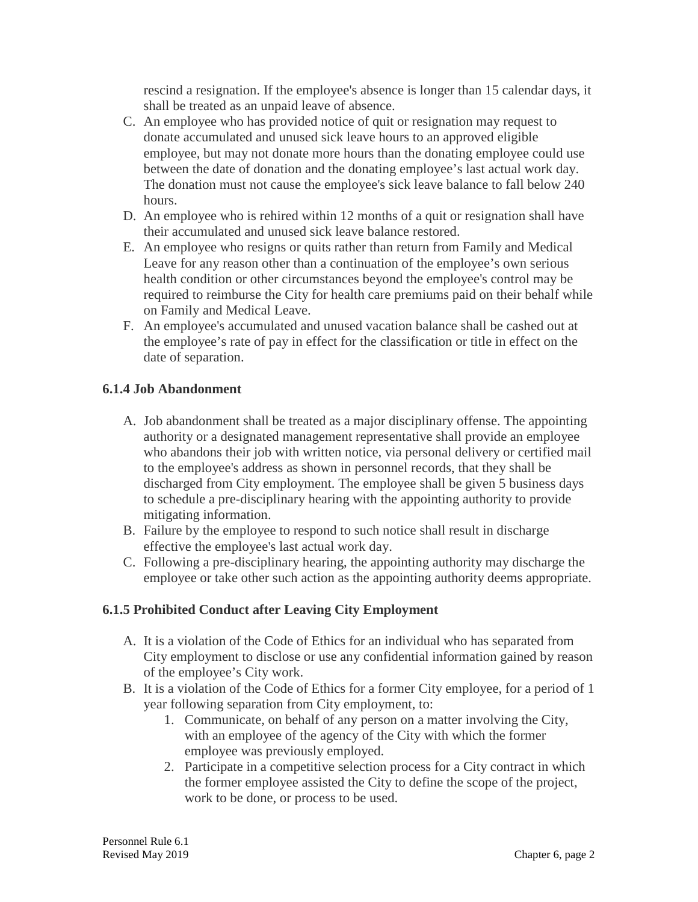rescind a resignation. If the employee's absence is longer than 15 calendar days, it shall be treated as an unpaid leave of absence.

C. An employee who has provided notice of quit or resignation may request to donate accumulated and unused sick leave hours to an approved eligible employee, but may not donate more hours than the donating employee could use between the date of donation and the donating employee's last actual work day. The donation must not cause the employee's sick leave balance to fall below 240 hours.
D. An employee who is rehired within 12 months of a quit or resignation shall have their accumulated and unused sick leave balance restored.
E. An employee who resigns or quits rather than return from Family and Medical Leave for any reason other than a continuation of the employee's own serious health condition or other circumstances beyond the employee's control may be required to reimburse the City for health care premiums paid on their behalf while on Family and Medical Leave.
F. An employee's accumulated and unused vacation balance shall be cashed out at the employee's rate of pay in effect for the classification or title in effect on the date of separation.

### 6.1.4 Job Abandonment

A. Job abandonment shall be treated as a major disciplinary offense. The appointing authority or a designated management representative shall provide an employee who abandons their job with written notice, via personal delivery or certified mail to the employee's address as shown in personnel records, that they shall be discharged from City employment. The employee shall be given 5 business days to schedule a pre-disciplinary hearing with the appointing authority to provide mitigating information.
B. Failure by the employee to respond to such notice shall result in discharge effective the employee's last actual work day.
C. Following a pre-disciplinary hearing, the appointing authority may discharge the employee or take other such action as the appointing authority deems appropriate.

### 6.1.5 Prohibited Conduct after Leaving City Employment

A. It is a violation of the Code of Ethics for an individual who has separated from City employment to disclose or use any confidential information gained by reason of the employee's City work.
B. It is a violation of the Code of Ethics for a former City employee, for a period of 1 year following separation from City employment, to:
    1. Communicate, on behalf of any person on a matter involving the City, with an employee of the agency of the City with which the former employee was previously employed.
    2. Participate in a competitive selection process for a City contract in which the former employee assisted the City to define the scope of the project, work to be done, or process to be used.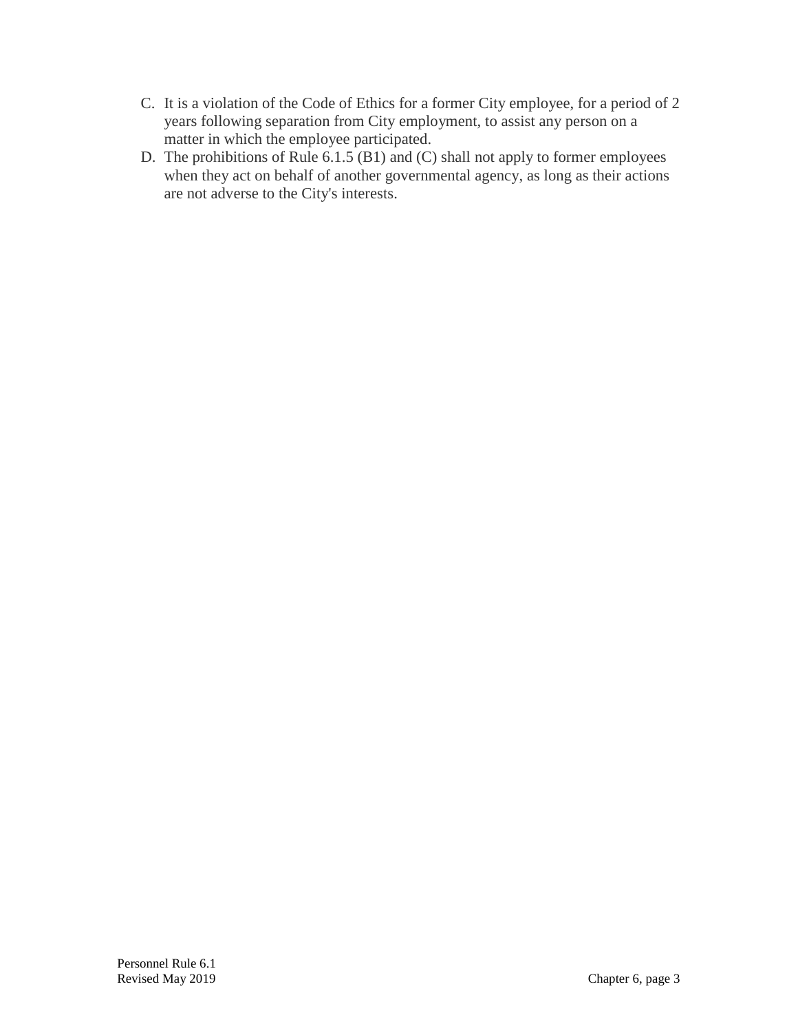C. It is a violation of the Code of Ethics for a former City employee, for a period of 2 years following separation from City employment, to assist any person on a matter in which the employee participated.

D. The prohibitions of Rule 6.1.5 (B1) and (C) shall not apply to former employees when they act on behalf of another governmental agency, as long as their actions are not adverse to the City's interests.